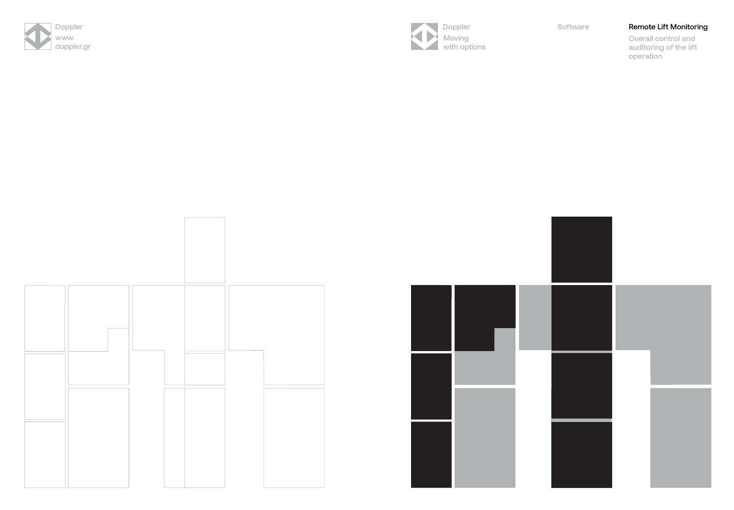Doppler
www.
doppler.gr

Doppler
Moving
with options

Software

## Remote Lift Monitoring

Overall control and auditoring of the lift operation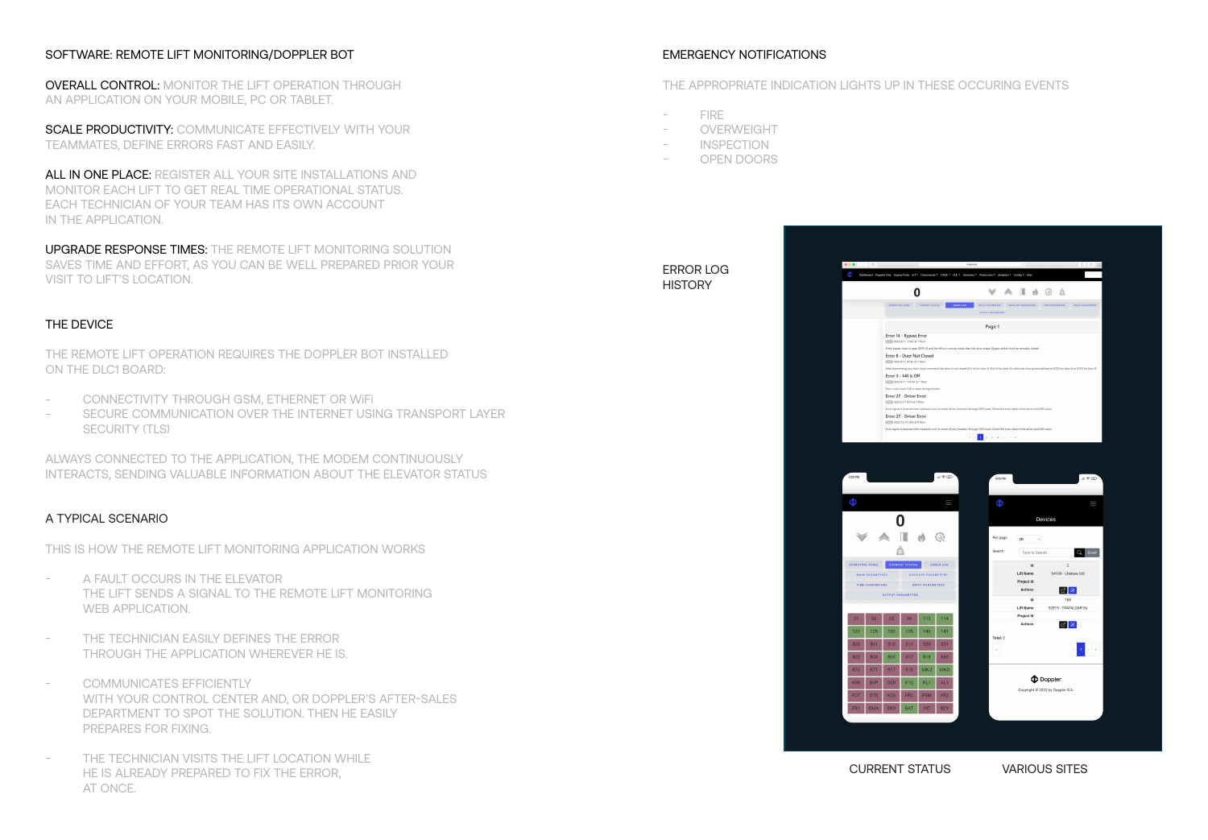## SOFTWARE: REMOTE LIFT MONITORING/DOPPLER BOT

**OVERALL CONTROL:** MONITOR THE LIFT OPERATION THROUGH AN APPLICATION ON YOUR MOBILE, PC OR TABLET.

**SCALE PRODUCTIVITY:** COMMUNICATE EFFECTIVELY WITH YOUR TEAMMATES, DEFINE ERRORS FAST AND EASILY.

**ALL IN ONE PLACE:** REGISTER ALL YOUR SITE INSTALLATIONS AND MONITOR EACH LIFT TO GET REAL TIME OPERATIONAL STATUS. EACH TECHNICIAN OF YOUR TEAM HAS ITS OWN ACCOUNT IN THE APPLICATION.

**UPGRADE RESPONSE TIMES:** THE REMOTE LIFT MONITORING SOLUTION SAVES TIME AND EFFORT, AS YOU CAN BE WELL PREPARED PRIOR YOUR VISIT TO LIFT'S LOCATION.

## THE DEVICE

THE REMOTE LIFT OPERATION REQUIRES THE DOPPLER BOT INSTALLED ON THE DLC1 BOARD:

- CONNECTIVITY THROUGH GSM, ETHERNET OR WIFI
- SECURE COMMUNICATION OVER THE INTERNET USING TRANSPORT LAYER SECURITY (TLS)

ALWAYS CONNECTED TO THE APPLICATION, THE MODEM CONTINUOUSLY INTERACTS, SENDING VALUABLE INFORMATION ABOUT THE ELEVATOR STATUS

## A TYPICAL SCENARIO

THIS IS HOW THE REMOTE LIFT MONITORING APPLICATION WORKS

- A FAULT OCCURS IN THE ELEVATOR THE LIFT SENDS A SIGNAL TO THE REMOTE LIFT MONITORING WEB APPLICATION.
- THE TECHNICIAN EASILY DEFINES THE ERROR THROUGH THE APPLICATION WHEREVER HE IS.
- COMMUNICATES EFFICIENTLY WITH YOUR CONTROL CENTER AND, OR DOPPLER'S AFTER-SALES DEPARTMENT TO SPOT THE SOLUTION. THEN HE EASILY PREPARES FOR FIXING.
- THE TECHNICIAN VISITS THE LIFT LOCATION WHILE HE IS ALREADY PREPARED TO FIX THE ERROR, AT ONCE.

## EMERGENCY NOTIFICATIONS

THE APPROPRIATE INDICATION LIGHTS UP IN THESE OCCURING EVENTS

- FIRE
- OVERWEIGHT
- INSPECTION
- OPEN DOORS

ERROR LOG HISTORY

CURRENT STATUS

VARIOUS SITES